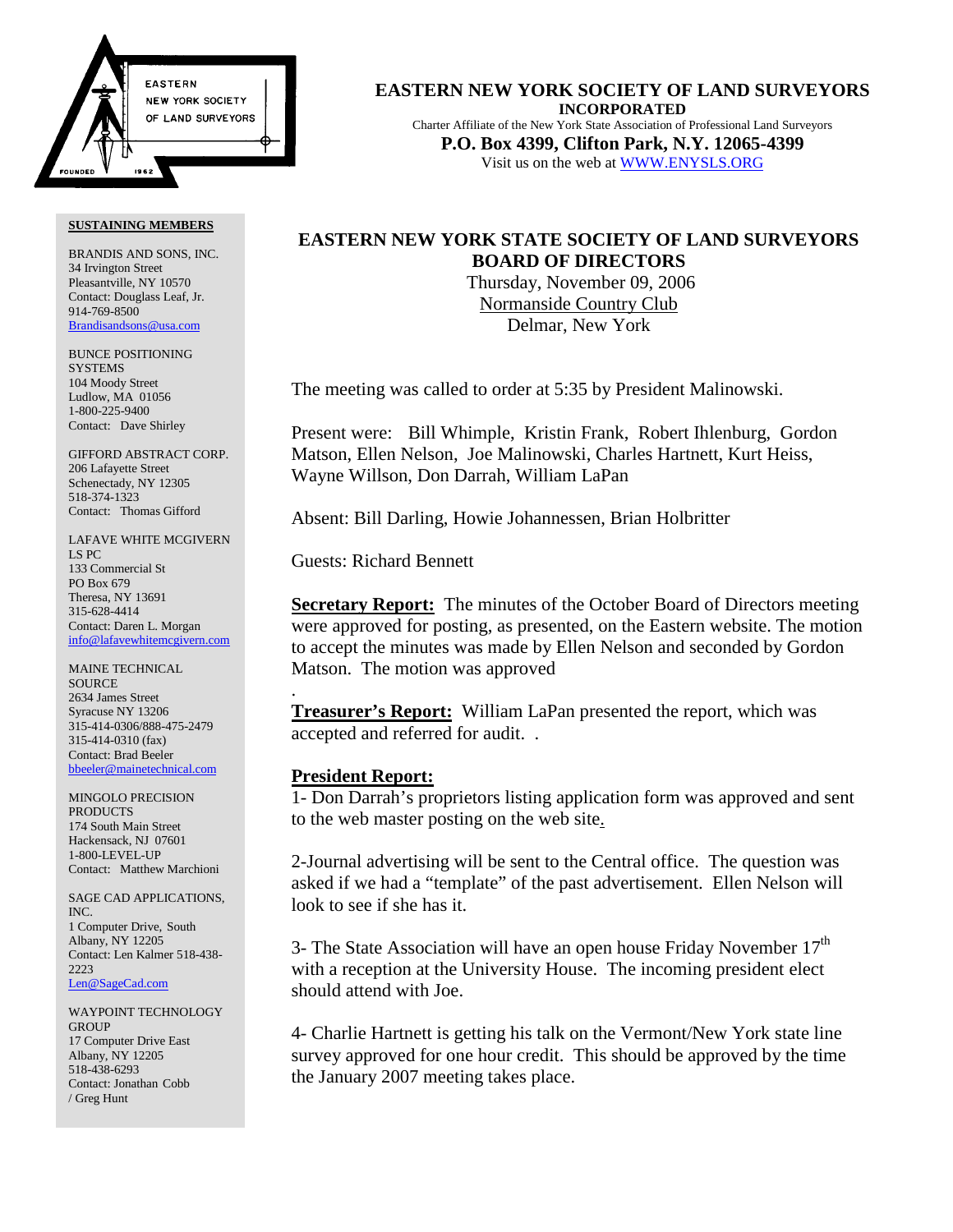# EASTERN NEW YORK SOCIETY OF LAND SURVEYORS

**INCORPORATED**

Charter Affiliate of the New York State Association of Professional Land Surveyors

**P.O. Box 4399, Clifton Park, N.Y. 12065-4399**

Visit us on the web at WWW.ENYSLS.ORG

**SUSTAINING MEMBERS**

BRANDIS AND SONS, INC.
34 Irvington Street
Pleasantville, NY 10570
Contact: Douglass Leaf, Jr.
914-769-8500
Brandisandsons@usa.com

BUNCE POSITIONING SYSTEMS
104 Moody Street
Ludlow, MA 01056
1-800-225-9400
Contact: Dave Shirley

GIFFORD ABSTRACT CORP.
206 Lafayette Street
Schenectady, NY 12305
518-374-1323
Contact: Thomas Gifford

LAFAVE WHITE MCGIVERN LS PC
133 Commercial St
PO Box 679
Theresa, NY 13691
315-628-4414
Contact: Daren L. Morgan
info@lafavewhitemcgivern.com

MAINE TECHNICAL SOURCE
2634 James Street
Syracuse NY 13206
315-414-0306/888-475-2479
315-414-0310 (fax)
Contact: Brad Beeler
bbeeler@mainetechnical.com

MINGOLO PRECISION PRODUCTS
174 South Main Street
Hackensack, NJ 07601
1-800-LEVEL-UP
Contact: Matthew Marchioni

SAGE CAD APPLICATIONS, INC.
1 Computer Drive, South
Albany, NY 12205
Contact: Len Kalmer 518-438-2223
Len@SageCad.com

WAYPOINT TECHNOLOGY GROUP
17 Computer Drive East
Albany, NY 12205
518-438-6293
Contact: Jonathan Cobb / Greg Hunt

## EASTERN NEW YORK STATE SOCIETY OF LAND SURVEYORS BOARD OF DIRECTORS

Thursday, November 09, 2006
Normanside Country Club
Delmar, New York

The meeting was called to order at 5:35 by President Malinowski.

Present were: Bill Whimple, Kristin Frank, Robert Ihlenburg, Gordon Matson, Ellen Nelson, Joe Malinowski, Charles Hartnett, Kurt Heiss, Wayne Willson, Don Darrah, William LaPan

Absent: Bill Darling, Howie Johannessen, Brian Holbritter

Guests: Richard Bennett

**Secretary Report:** The minutes of the October Board of Directors meeting were approved for posting, as presented, on the Eastern website. The motion to accept the minutes was made by Ellen Nelson and seconded by Gordon Matson. The motion was approved

.

**Treasurer's Report:** William LaPan presented the report, which was accepted and referred for audit. .

**President Report:**

1- Don Darrah's proprietors listing application form was approved and sent to the web master posting on the web site.

2-Journal advertising will be sent to the Central office. The question was asked if we had a "template" of the past advertisement. Ellen Nelson will look to see if she has it.

3- The State Association will have an open house Friday November 17th with a reception at the University House. The incoming president elect should attend with Joe.

4- Charlie Hartnett is getting his talk on the Vermont/New York state line survey approved for one hour credit. This should be approved by the time the January 2007 meeting takes place.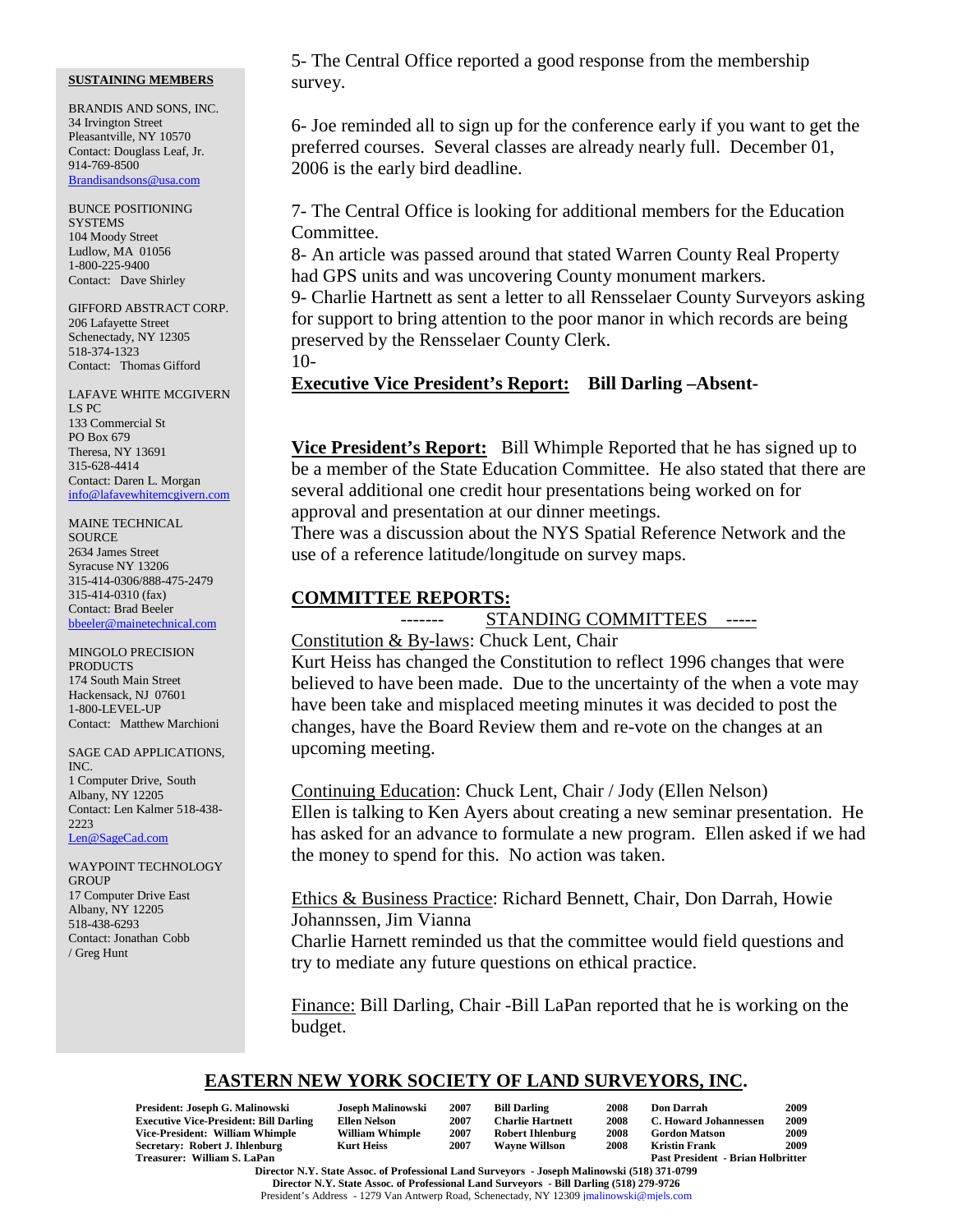**SUSTAINING MEMBERS**

BRANDIS AND SONS, INC.
34 Irvington Street
Pleasantville, NY 10570
Contact: Douglass Leaf, Jr.
914-769-8500
Brandisandsons@usa.com

BUNCE POSITIONING SYSTEMS
104 Moody Street
Ludlow, MA 01056
1-800-225-9400
Contact: Dave Shirley

GIFFORD ABSTRACT CORP.
206 Lafayette Street
Schenectady, NY 12305
518-374-1323
Contact: Thomas Gifford

LAFAVE WHITE MCGIVERN LS PC
133 Commercial St
PO Box 679
Theresa, NY 13691
315-628-4414
Contact: Daren L. Morgan
info@lafavewhitemcgivern.com

MAINE TECHNICAL SOURCE
2634 James Street
Syracuse NY 13206
315-414-0306/888-475-2479
315-414-0310 (fax)
Contact: Brad Beeler
bbeeler@mainetechnical.com

MINGOLO PRECISION PRODUCTS
174 South Main Street
Hackensack, NJ 07601
1-800-LEVEL-UP
Contact: Matthew Marchioni

SAGE CAD APPLICATIONS, INC.
1 Computer Drive, South
Albany, NY 12205
Contact: Len Kalmer 518-438-2223
Len@SageCad.com

WAYPOINT TECHNOLOGY GROUP
17 Computer Drive East
Albany, NY 12205
518-438-6293
Contact: Jonathan Cobb / Greg Hunt

5- The Central Office reported a good response from the membership survey.

6- Joe reminded all to sign up for the conference early if you want to get the preferred courses. Several classes are already nearly full. December 01, 2006 is the early bird deadline.

7- The Central Office is looking for additional members for the Education Committee.
8- An article was passed around that stated Warren County Real Property had GPS units and was uncovering County monument markers.
9- Charlie Hartnett as sent a letter to all Rensselaer County Surveyors asking for support to bring attention to the poor manor in which records are being preserved by the Rensselaer County Clerk.
10-

**Executive Vice President's Report:** **Bill Darling –Absent-**

**Vice President's Report:** Bill Whimple Reported that he has signed up to be a member of the State Education Committee. He also stated that there are several additional one credit hour presentations being worked on for approval and presentation at our dinner meetings.
There was a discussion about the NYS Spatial Reference Network and the use of a reference latitude/longitude on survey maps.

## COMMITTEE REPORTS:

------- STANDING COMMITTEES -----

Constitution & By-laws: Chuck Lent, Chair
Kurt Heiss has changed the Constitution to reflect 1996 changes that were believed to have been made. Due to the uncertainty of the when a vote may have been take and misplaced meeting minutes it was decided to post the changes, have the Board Review them and re-vote on the changes at an upcoming meeting.

Continuing Education: Chuck Lent, Chair / Jody (Ellen Nelson)
Ellen is talking to Ken Ayers about creating a new seminar presentation. He has asked for an advance to formulate a new program. Ellen asked if we had the money to spend for this. No action was taken.

Ethics & Business Practice: Richard Bennett, Chair, Don Darrah, Howie Johannssen, Jim Vianna
Charlie Harnett reminded us that the committee would field questions and try to mediate any future questions on ethical practice.

Finance: Bill Darling, Chair -Bill LaPan reported that he is working on the budget.

**EASTERN NEW YORK SOCIETY OF LAND SURVEYORS, INC.**

| | | | | | | |
|---|---|---|---|---|---|---|
| **President: Joseph G. Malinowski** | **Joseph Malinowski** | **2007** | **Bill Darling** | **2008** | **Don Darrah** | **2009** |
| **Executive Vice-President: Bill Darling** | **Ellen Nelson** | **2007** | **Charlie Hartnett** | **2008** | **C. Howard Johannessen** | **2009** |
| **Vice-President: William Whimple** | **William Whimple** | **2007** | **Robert Ihlenburg** | **2008** | **Gordon Matson** | **2009** |
| **Secretary: Robert J. Ihlenburg** | **Kurt Heiss** | **2007** | **Wayne Willson** | **2008** | **Kristin Frank** | **2009** |
| **Treasurer: William S. LaPan** | | | | | **Past President - Brian Holbritter** | |

**Director N.Y. State Assoc. of Professional Land Surveyors - Joseph Malinowski (518) 371-0799**
**Director N.Y. State Assoc. of Professional Land Surveyors - Bill Darling (518) 279-9726**
President's Address - 1279 Van Antwerp Road, Schenectady, NY 12309 jmalinowski@mjels.com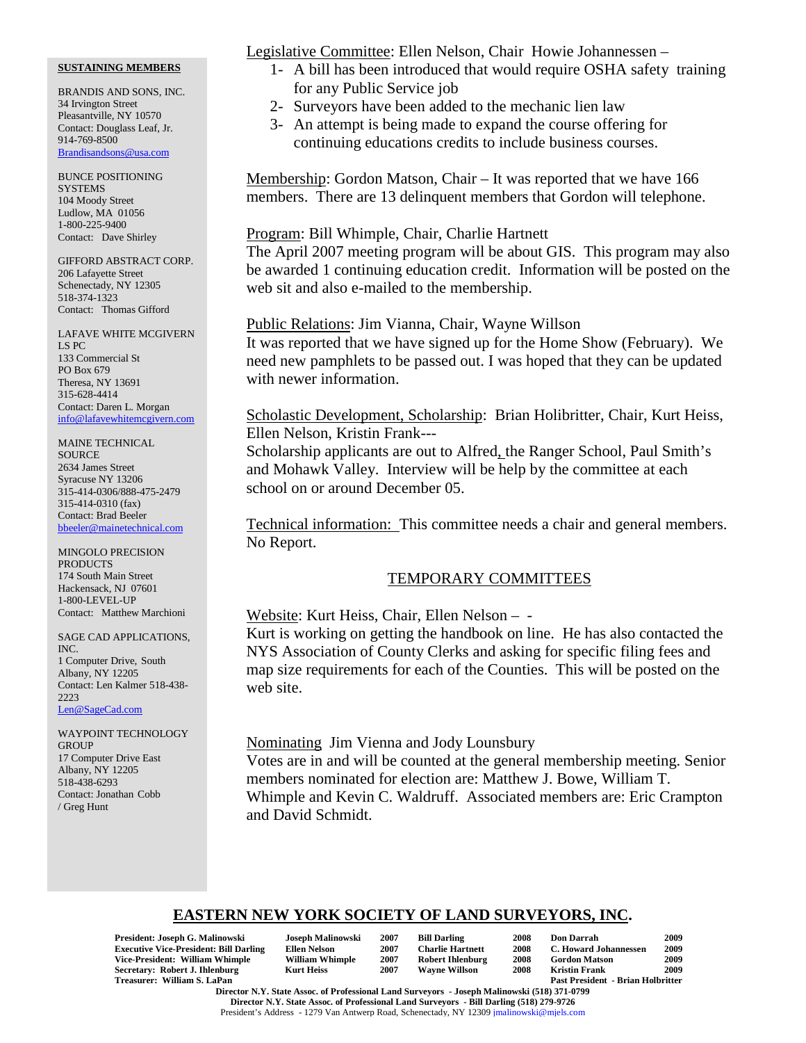**SUSTAINING MEMBERS**

BRANDIS AND SONS, INC.
34 Irvington Street
Pleasantville, NY 10570
Contact: Douglass Leaf, Jr.
914-769-8500
Brandisandsons@usa.com

BUNCE POSITIONING SYSTEMS
104 Moody Street
Ludlow, MA 01056
1-800-225-9400
Contact: Dave Shirley

GIFFORD ABSTRACT CORP.
206 Lafayette Street
Schenectady, NY 12305
518-374-1323
Contact: Thomas Gifford

LAFAVE WHITE MCGIVERN LS PC
133 Commercial St
PO Box 679
Theresa, NY 13691
315-628-4414
Contact: Daren L. Morgan
info@lafavewhitemcgivern.com

MAINE TECHNICAL SOURCE
2634 James Street
Syracuse NY 13206
315-414-0306/888-475-2479
315-414-0310 (fax)
Contact: Brad Beeler
bbeeler@mainetechnical.com

MINGOLO PRECISION PRODUCTS
174 South Main Street
Hackensack, NJ 07601
1-800-LEVEL-UP
Contact: Matthew Marchioni

SAGE CAD APPLICATIONS, INC.
1 Computer Drive, South
Albany, NY 12205
Contact: Len Kalmer 518-438-2223
Len@SageCad.com

WAYPOINT TECHNOLOGY GROUP
17 Computer Drive East
Albany, NY 12205
518-438-6293
Contact: Jonathan Cobb / Greg Hunt

Legislative Committee: Ellen Nelson, Chair Howie Johannessen –

1- A bill has been introduced that would require OSHA safety training for any Public Service job
2- Surveyors have been added to the mechanic lien law
3- An attempt is being made to expand the course offering for continuing educations credits to include business courses.

Membership: Gordon Matson, Chair – It was reported that we have 166 members. There are 13 delinquent members that Gordon will telephone.

Program: Bill Whimple, Chair, Charlie Hartnett
The April 2007 meeting program will be about GIS. This program may also be awarded 1 continuing education credit. Information will be posted on the web sit and also e-mailed to the membership.

Public Relations: Jim Vianna, Chair, Wayne Willson
It was reported that we have signed up for the Home Show (February). We need new pamphlets to be passed out. I was hoped that they can be updated with newer information.

Scholastic Development, Scholarship: Brian Holibritter, Chair, Kurt Heiss, Ellen Nelson, Kristin Frank---
Scholarship applicants are out to Alfred, the Ranger School, Paul Smith's and Mohawk Valley. Interview will be help by the committee at each school on or around December 05.

Technical information: This committee needs a chair and general members. No Report.

## TEMPORARY COMMITTEES

Website: Kurt Heiss, Chair, Ellen Nelson – -
Kurt is working on getting the handbook on line. He has also contacted the NYS Association of County Clerks and asking for specific filing fees and map size requirements for each of the Counties. This will be posted on the web site.

Nominating Jim Vienna and Jody Lounsbury
Votes are in and will be counted at the general membership meeting. Senior members nominated for election are: Matthew J. Bowe, William T. Whimple and Kevin C. Waldruff. Associated members are: Eric Crampton and David Schmidt.

## EASTERN NEW YORK SOCIETY OF LAND SURVEYORS, INC.

| | | | | | | | |
|---|---|---|---|---|---|---|---|
| **President: Joseph G. Malinowski** | **Joseph Malinowski** | **2007** | **Bill Darling** | **2008** | **Don Darrah** | **2009** |
| **Executive Vice-President: Bill Darling** | **Ellen Nelson** | **2007** | **Charlie Hartnett** | **2008** | **C. Howard Johannessen** | **2009** |
| **Vice-President: William Whimple** | **William Whimple** | **2007** | **Robert Ihlenburg** | **2008** | **Gordon Matson** | **2009** |
| **Secretary: Robert J. Ihlenburg** | **Kurt Heiss** | **2007** | **Wayne Willson** | **2008** | **Kristin Frank** | **2009** |
| **Treasurer: William S. LaPan** | | | | | **Past President - Brian Holbritter** | |

**Director N.Y. State Assoc. of Professional Land Surveyors - Joseph Malinowski (518) 371-0799**
**Director N.Y. State Assoc. of Professional Land Surveyors - Bill Darling (518) 279-9726**
President's Address - 1279 Van Antwerp Road, Schenectady, NY 12309 jmalinowski@mjels.com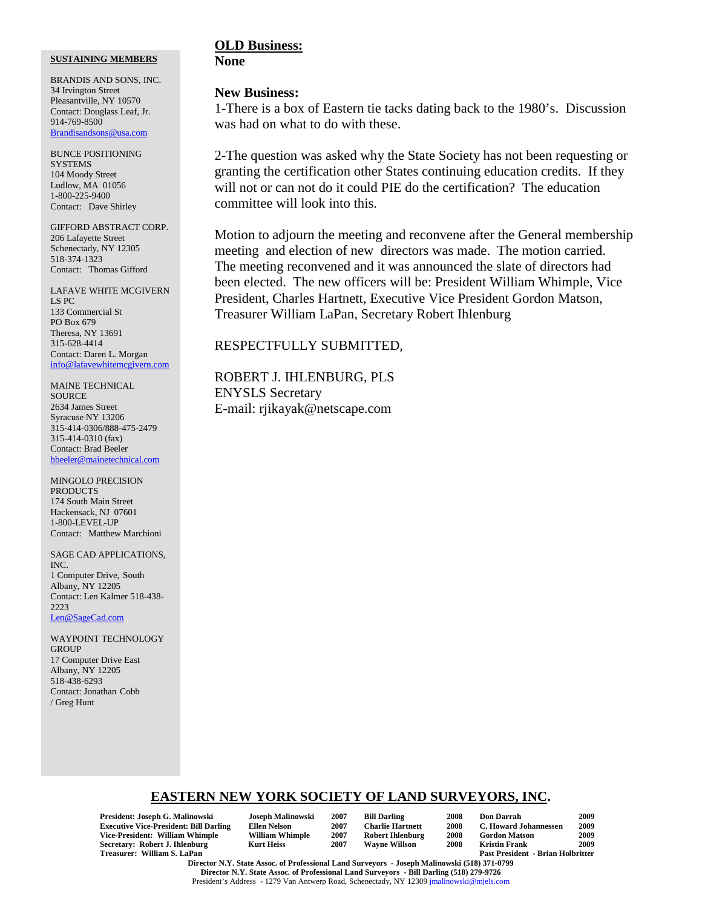## OLD Business:

**None**

## New Business:

1-There is a box of Eastern tie tacks dating back to the 1980's. Discussion was had on what to do with these.

2-The question was asked why the State Society has not been requesting or granting the certification other States continuing education credits. If they will not or can not do it could PIE do the certification? The education committee will look into this.

Motion to adjourn the meeting and reconvene after the General membership meeting and election of new directors was made. The motion carried. The meeting reconvened and it was announced the slate of directors had been elected. The new officers will be: President William Whimple, Vice President, Charles Hartnett, Executive Vice President Gordon Matson, Treasurer William LaPan, Secretary Robert Ihlenburg

RESPECTFULLY SUBMITTED,

ROBERT J. IHLENBURG, PLS
ENYSLS Secretary
E-mail: rjikayak@netscape.com

**SUSTAINING MEMBERS**

BRANDIS AND SONS, INC.
34 Irvington Street
Pleasantville, NY 10570
Contact: Douglass Leaf, Jr.
914-769-8500
Brandisandsons@usa.com

BUNCE POSITIONING SYSTEMS
104 Moody Street
Ludlow, MA 01056
1-800-225-9400
Contact: Dave Shirley

GIFFORD ABSTRACT CORP.
206 Lafayette Street
Schenectady, NY 12305
518-374-1323
Contact: Thomas Gifford

LAFAVE WHITE MCGIVERN LS PC
133 Commercial St
PO Box 679
Theresa, NY 13691
315-628-4414
Contact: Daren L. Morgan
info@lafavewhitemcgivern.com

MAINE TECHNICAL SOURCE
2634 James Street
Syracuse NY 13206
315-414-0306/888-475-2479
315-414-0310 (fax)
Contact: Brad Beeler
bbeeler@mainetechnical.com

MINGOLO PRECISION PRODUCTS
174 South Main Street
Hackensack, NJ 07601
1-800-LEVEL-UP
Contact: Matthew Marchioni

SAGE CAD APPLICATIONS, INC.
1 Computer Drive, South
Albany, NY 12205
Contact: Len Kalmer 518-438-2223
Len@SageCad.com

WAYPOINT TECHNOLOGY GROUP
17 Computer Drive East
Albany, NY 12205
518-438-6293
Contact: Jonathan Cobb / Greg Hunt

## EASTERN NEW YORK SOCIETY OF LAND SURVEYORS, INC.

| | | | | | | | |
|---|---|---|---|---|---|---|---|
| **President: Joseph G. Malinowski** | **Joseph Malinowski** | **2007** | **Bill Darling** | **2008** | **Don Darrah** | **2009** |
| **Executive Vice-President: Bill Darling** | **Ellen Nelson** | **2007** | **Charlie Hartnett** | **2008** | **C. Howard Johannessen** | **2009** |
| **Vice-President: William Whimple** | **William Whimple** | **2007** | **Robert Ihlenburg** | **2008** | **Gordon Matson** | **2009** |
| **Secretary: Robert J. Ihlenburg** | **Kurt Heiss** | **2007** | **Wayne Willson** | **2008** | **Kristin Frank** | **2009** |
| **Treasurer: William S. LaPan** | | | | | **Past President - Brian Holbritter** | |

**Director N.Y. State Assoc. of Professional Land Surveyors - Joseph Malinowski (518) 371-0799**
**Director N.Y. State Assoc. of Professional Land Surveyors - Bill Darling (518) 279-9726**
President's Address - 1279 Van Antwerp Road, Schenectady, NY 12309 jmalinowski@mjels.com